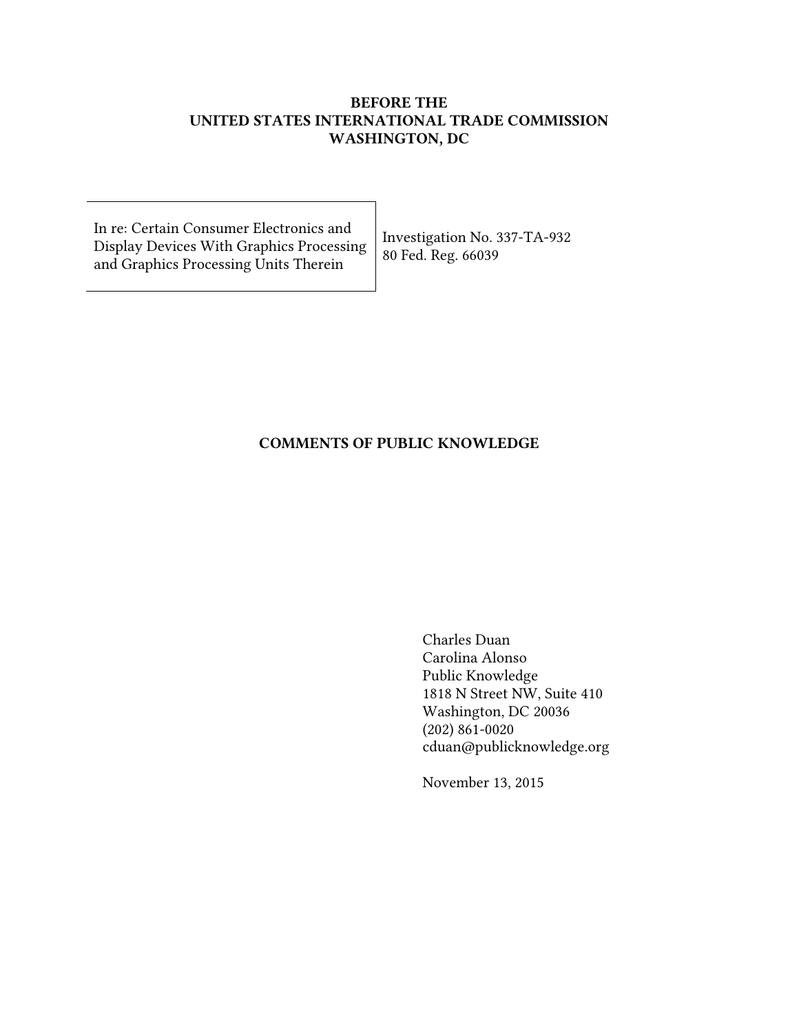**BEFORE THE**
**UNITED STATES INTERNATIONAL TRADE COMMISSION**
**WASHINGTON, DC**

| In re: Certain Consumer Electronics and Display Devices With Graphics Processing and Graphics Processing Units Therein | Investigation No. 337-TA-932<br>80 Fed. Reg. 66039 |
|---|---|

**COMMENTS OF PUBLIC KNOWLEDGE**

Charles Duan
Carolina Alonso
Public Knowledge
1818 N Street NW, Suite 410
Washington, DC 20036
(202) 861-0020
cduan@publicknowledge.org

November 13, 2015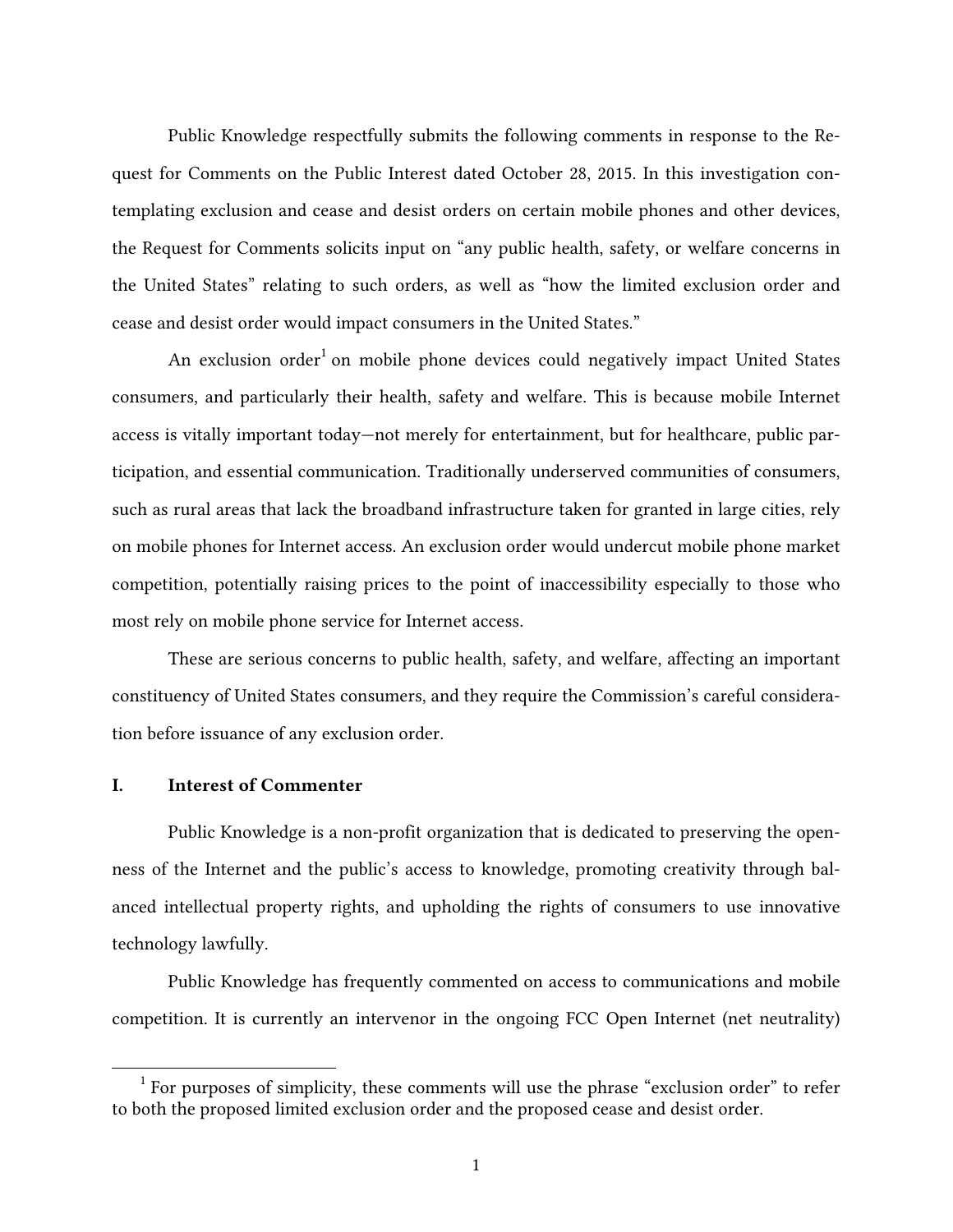Public Knowledge respectfully submits the following comments in response to the Request for Comments on the Public Interest dated October 28, 2015. In this investigation contemplating exclusion and cease and desist orders on certain mobile phones and other devices, the Request for Comments solicits input on "any public health, safety, or welfare concerns in the United States" relating to such orders, as well as "how the limited exclusion order and cease and desist order would impact consumers in the United States."

An exclusion order[1] on mobile phone devices could negatively impact United States consumers, and particularly their health, safety and welfare. This is because mobile Internet access is vitally important today—not merely for entertainment, but for healthcare, public participation, and essential communication. Traditionally underserved communities of consumers, such as rural areas that lack the broadband infrastructure taken for granted in large cities, rely on mobile phones for Internet access. An exclusion order would undercut mobile phone market competition, potentially raising prices to the point of inaccessibility especially to those who most rely on mobile phone service for Internet access.

These are serious concerns to public health, safety, and welfare, affecting an important constituency of United States consumers, and they require the Commission's careful consideration before issuance of any exclusion order.

## I. Interest of Commenter

Public Knowledge is a non-profit organization that is dedicated to preserving the openness of the Internet and the public's access to knowledge, promoting creativity through balanced intellectual property rights, and upholding the rights of consumers to use innovative technology lawfully.

Public Knowledge has frequently commented on access to communications and mobile competition. It is currently an intervenor in the ongoing FCC Open Internet (net neutrality)

[1] For purposes of simplicity, these comments will use the phrase "exclusion order" to refer to both the proposed limited exclusion order and the proposed cease and desist order.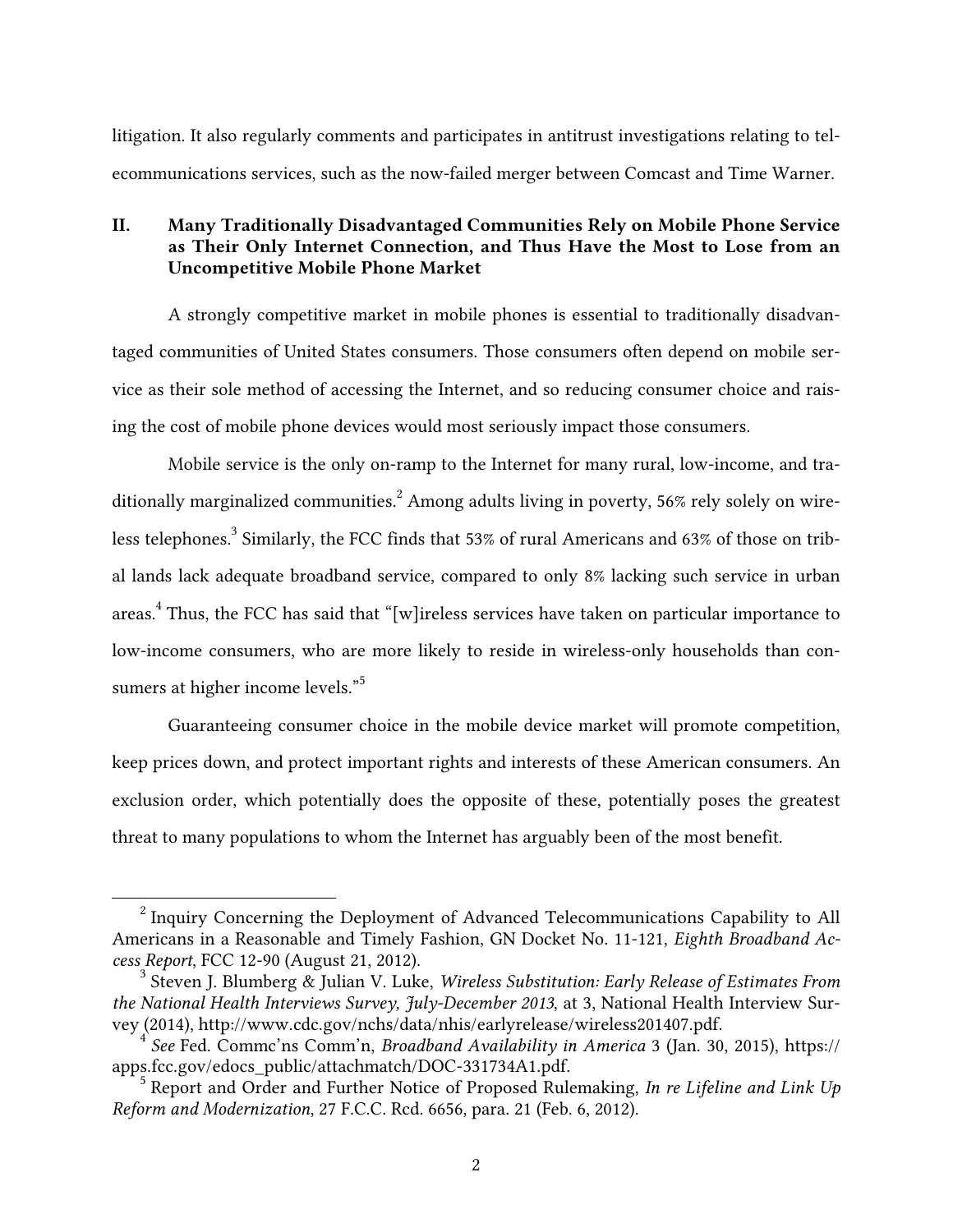litigation. It also regularly comments and participates in antitrust investigations relating to telecommunications services, such as the now-failed merger between Comcast and Time Warner.

## II. Many Traditionally Disadvantaged Communities Rely on Mobile Phone Service as Their Only Internet Connection, and Thus Have the Most to Lose from an Uncompetitive Mobile Phone Market

A strongly competitive market in mobile phones is essential to traditionally disadvantaged communities of United States consumers. Those consumers often depend on mobile service as their sole method of accessing the Internet, and so reducing consumer choice and raising the cost of mobile phone devices would most seriously impact those consumers.

Mobile service is the only on-ramp to the Internet for many rural, low-income, and traditionally marginalized communities.[2] Among adults living in poverty, 56% rely solely on wireless telephones.[3] Similarly, the FCC finds that 53% of rural Americans and 63% of those on tribal lands lack adequate broadband service, compared to only 8% lacking such service in urban areas.[4] Thus, the FCC has said that "[w]ireless services have taken on particular importance to low-income consumers, who are more likely to reside in wireless-only households than consumers at higher income levels."[5]

Guaranteeing consumer choice in the mobile device market will promote competition, keep prices down, and protect important rights and interests of these American consumers. An exclusion order, which potentially does the opposite of these, potentially poses the greatest threat to many populations to whom the Internet has arguably been of the most benefit.

---

[2] Inquiry Concerning the Deployment of Advanced Telecommunications Capability to All Americans in a Reasonable and Timely Fashion, GN Docket No. 11-121, *Eighth Broadband Access Report*, FCC 12-90 (August 21, 2012).

[3] Steven J. Blumberg & Julian V. Luke, *Wireless Substitution: Early Release of Estimates From the National Health Interviews Survey, July-December 2013*, at 3, National Health Interview Survey (2014), http://www.cdc.gov/nchs/data/nhis/earlyrelease/wireless201407.pdf.

[4] *See* Fed. Commc'ns Comm'n, *Broadband Availability in America* 3 (Jan. 30, 2015), https://apps.fcc.gov/edocs_public/attachmatch/DOC-331734A1.pdf.

[5] Report and Order and Further Notice of Proposed Rulemaking, *In re Lifeline and Link Up Reform and Modernization*, 27 F.C.C. Rcd. 6656, para. 21 (Feb. 6, 2012).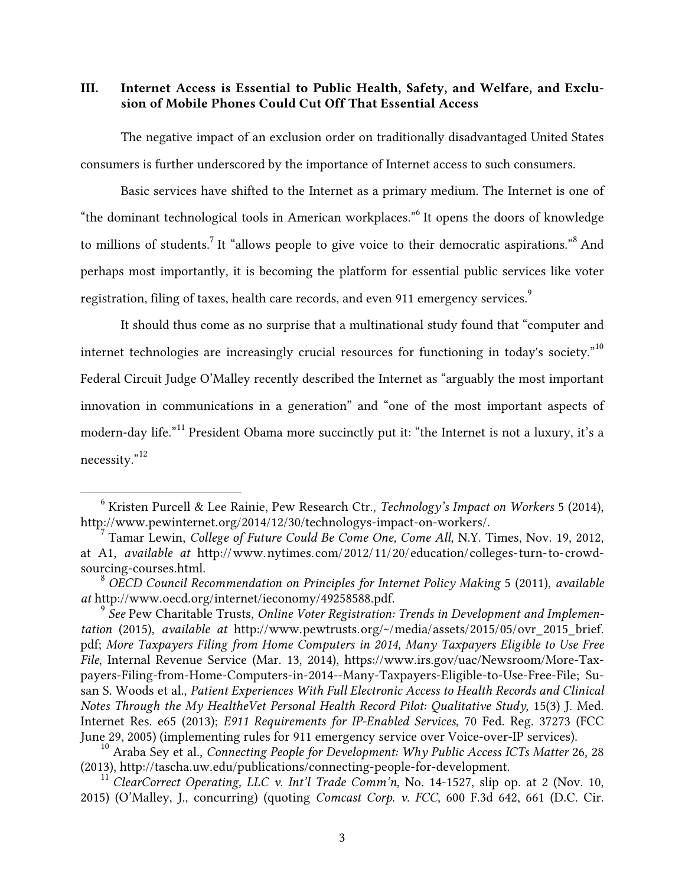## III. Internet Access is Essential to Public Health, Safety, and Welfare, and Exclusion of Mobile Phones Could Cut Off That Essential Access

The negative impact of an exclusion order on traditionally disadvantaged United States consumers is further underscored by the importance of Internet access to such consumers.

Basic services have shifted to the Internet as a primary medium. The Internet is one of "the dominant technological tools in American workplaces."[6] It opens the doors of knowledge to millions of students.[7] It "allows people to give voice to their democratic aspirations."[8] And perhaps most importantly, it is becoming the platform for essential public services like voter registration, filing of taxes, health care records, and even 911 emergency services.[9]

It should thus come as no surprise that a multinational study found that "computer and internet technologies are increasingly crucial resources for functioning in today's society."[10] Federal Circuit Judge O'Malley recently described the Internet as "arguably the most important innovation in communications in a generation" and "one of the most important aspects of modern-day life."[11] President Obama more succinctly put it: "the Internet is not a luxury, it's a necessity."[12]

---

[6] Kristen Purcell & Lee Rainie, Pew Research Ctr., *Technology's Impact on Workers* 5 (2014), http://www.pewinternet.org/2014/12/30/technologys-impact-on-workers/.

[7] Tamar Lewin, *College of Future Could Be Come One, Come All*, N.Y. Times, Nov. 19, 2012, at A1, *available at* http://www.nytimes.com/2012/11/20/education/colleges-turn-to-crowd-sourcing-courses.html.

[8] *OECD Council Recommendation on Principles for Internet Policy Making* 5 (2011), *available at* http://www.oecd.org/internet/ieconomy/49258588.pdf.

[9] *See* Pew Charitable Trusts, *Online Voter Registration: Trends in Development and Implementation* (2015), *available at* http://www.pewtrusts.org/~/media/assets/2015/05/ovr_2015_brief.pdf; *More Taxpayers Filing from Home Computers in 2014, Many Taxpayers Eligible to Use Free File*, Internal Revenue Service (Mar. 13, 2014), https://www.irs.gov/uac/Newsroom/More-Taxpayers-Filing-from-Home-Computers-in-2014--Many-Taxpayers-Eligible-to-Use-Free-File; Susan S. Woods et al., *Patient Experiences With Full Electronic Access to Health Records and Clinical Notes Through the My HealtheVet Personal Health Record Pilot: Qualitative Study*, 15(3) J. Med. Internet Res. e65 (2013); *E911 Requirements for IP-Enabled Services*, 70 Fed. Reg. 37273 (FCC June 29, 2005) (implementing rules for 911 emergency service over Voice-over-IP services).

[10] Araba Sey et al., *Connecting People for Development: Why Public Access ICTs Matter* 26, 28 (2013), http://tascha.uw.edu/publications/connecting-people-for-development.

[11] *ClearCorrect Operating, LLC v. Int'l Trade Comm'n*, No. 14-1527, slip op. at 2 (Nov. 10, 2015) (O'Malley, J., concurring) (quoting *Comcast Corp. v. FCC*, 600 F.3d 642, 661 (D.C. Cir.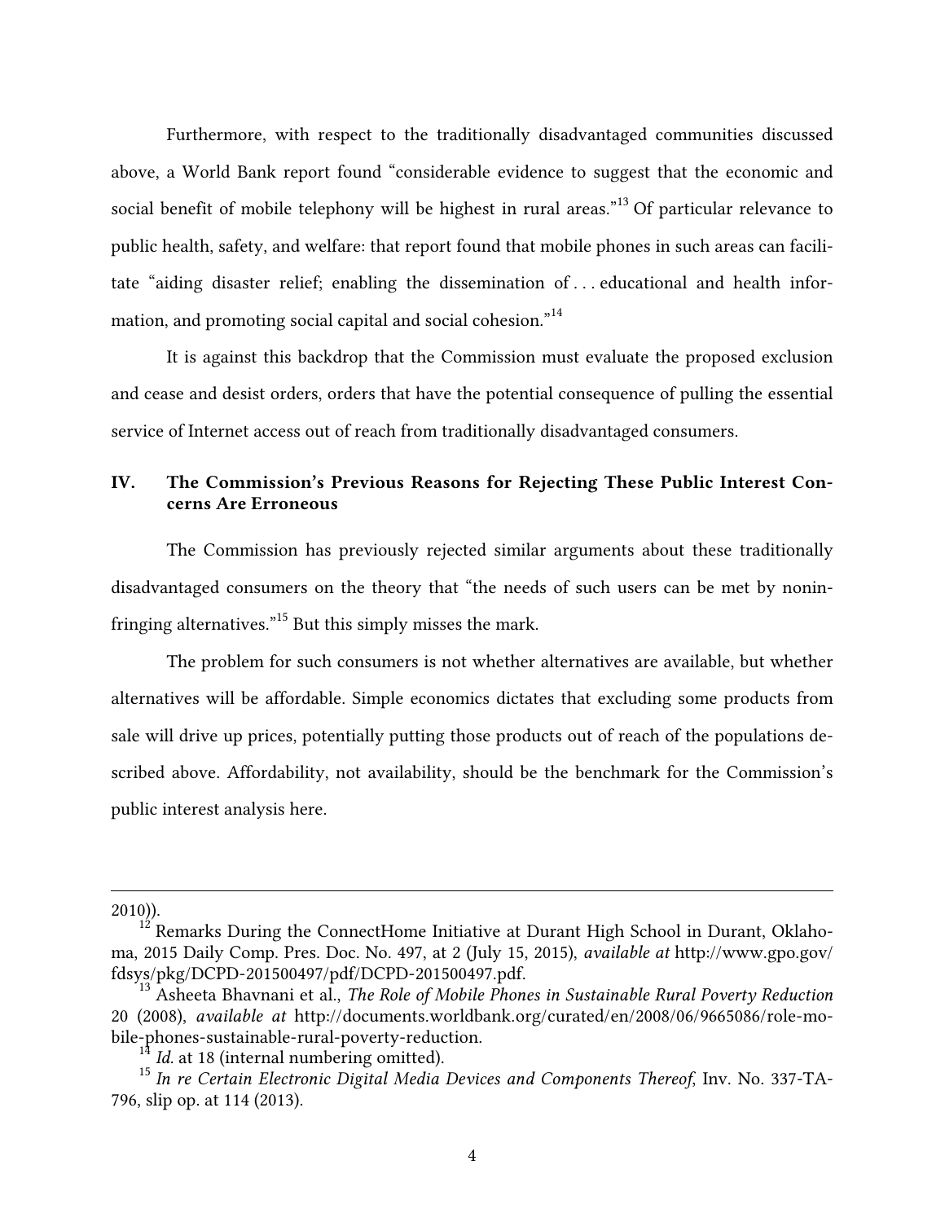Furthermore, with respect to the traditionally disadvantaged communities discussed above, a World Bank report found "considerable evidence to suggest that the economic and social benefit of mobile telephony will be highest in rural areas."[13] Of particular relevance to public health, safety, and welfare: that report found that mobile phones in such areas can facilitate "aiding disaster relief; enabling the dissemination of . . . educational and health information, and promoting social capital and social cohesion."[14]

It is against this backdrop that the Commission must evaluate the proposed exclusion and cease and desist orders, orders that have the potential consequence of pulling the essential service of Internet access out of reach from traditionally disadvantaged consumers.

## IV. The Commission's Previous Reasons for Rejecting These Public Interest Concerns Are Erroneous

The Commission has previously rejected similar arguments about these traditionally disadvantaged consumers on the theory that "the needs of such users can be met by noninfringing alternatives."[15] But this simply misses the mark.

The problem for such consumers is not whether alternatives are available, but whether alternatives will be affordable. Simple economics dictates that excluding some products from sale will drive up prices, potentially putting those products out of reach of the populations described above. Affordability, not availability, should be the benchmark for the Commission's public interest analysis here.

---

2010)).

[12] Remarks During the ConnectHome Initiative at Durant High School in Durant, Oklahoma, 2015 Daily Comp. Pres. Doc. No. 497, at 2 (July 15, 2015), *available at* http://www.gpo.gov/fdsys/pkg/DCPD-201500497/pdf/DCPD-201500497.pdf.

[13] Asheeta Bhavnani et al., *The Role of Mobile Phones in Sustainable Rural Poverty Reduction* 20 (2008), *available at* http://documents.worldbank.org/curated/en/2008/06/9665086/role-mobile-phones-sustainable-rural-poverty-reduction.

[14] *Id.* at 18 (internal numbering omitted).

[15] *In re Certain Electronic Digital Media Devices and Components Thereof*, Inv. No. 337-TA-796, slip op. at 114 (2013).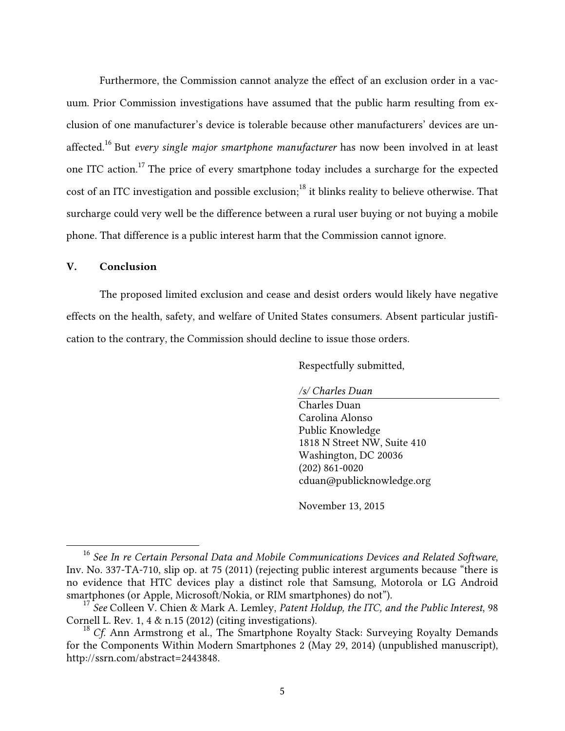Furthermore, the Commission cannot analyze the effect of an exclusion order in a vacuum. Prior Commission investigations have assumed that the public harm resulting from exclusion of one manufacturer's device is tolerable because other manufacturers' devices are unaffected.[16] But *every single major smartphone manufacturer* has now been involved in at least one ITC action.[17] The price of every smartphone today includes a surcharge for the expected cost of an ITC investigation and possible exclusion;[18] it blinks reality to believe otherwise. That surcharge could very well be the difference between a rural user buying or not buying a mobile phone. That difference is a public interest harm that the Commission cannot ignore.

## V. Conclusion

The proposed limited exclusion and cease and desist orders would likely have negative effects on the health, safety, and welfare of United States consumers. Absent particular justification to the contrary, the Commission should decline to issue those orders.

Respectfully submitted,

*/s/ Charles Duan*
Charles Duan
Carolina Alonso
Public Knowledge
1818 N Street NW, Suite 410
Washington, DC 20036
(202) 861-0020
cduan@publicknowledge.org

November 13, 2015

---

[16] *See In re Certain Personal Data and Mobile Communications Devices and Related Software*, Inv. No. 337-TA-710, slip op. at 75 (2011) (rejecting public interest arguments because "there is no evidence that HTC devices play a distinct role that Samsung, Motorola or LG Android smartphones (or Apple, Microsoft/Nokia, or RIM smartphones) do not").

[17] *See* Colleen V. Chien & Mark A. Lemley, *Patent Holdup, the ITC, and the Public Interest*, 98 Cornell L. Rev. 1, 4 & n.15 (2012) (citing investigations).

[18] *Cf.* Ann Armstrong et al., The Smartphone Royalty Stack: Surveying Royalty Demands for the Components Within Modern Smartphones 2 (May 29, 2014) (unpublished manuscript), http://ssrn.com/abstract=2443848.